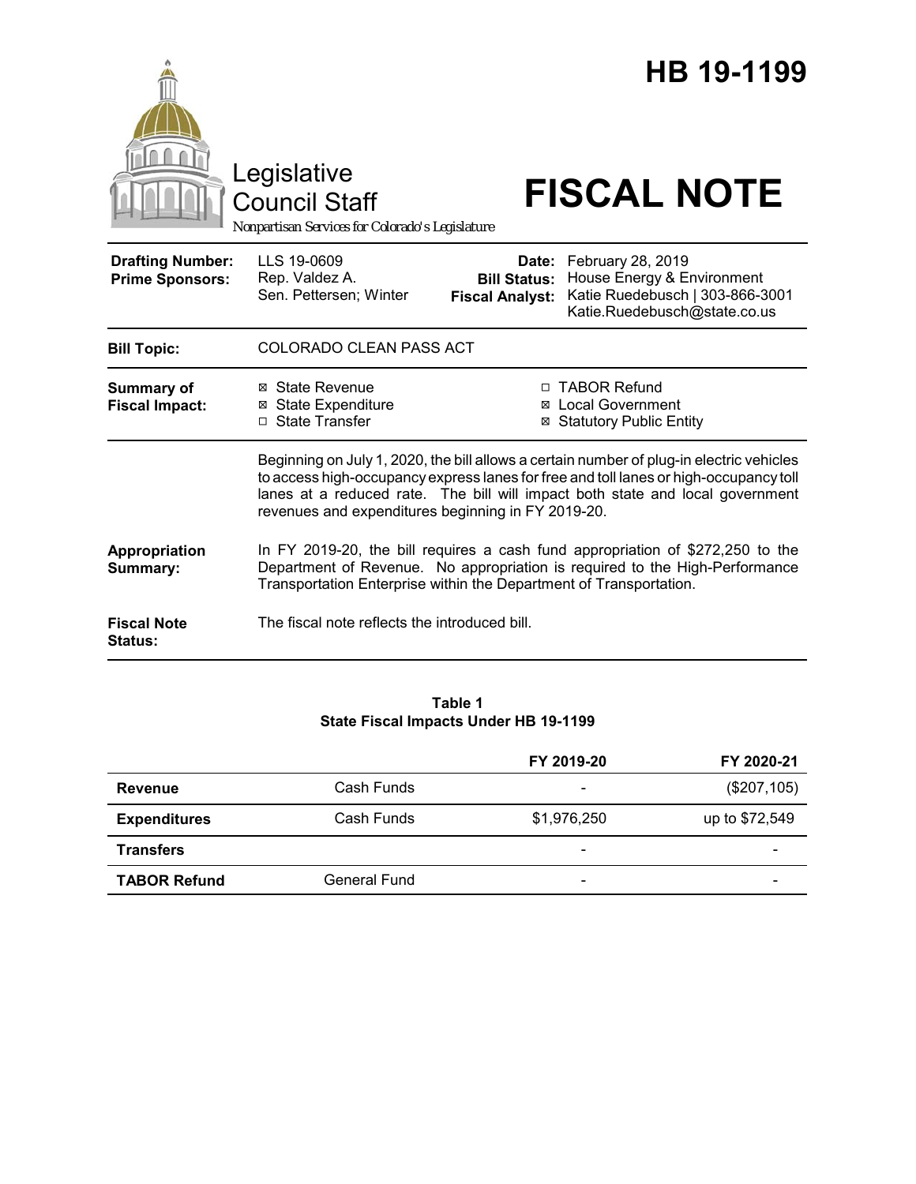# HB 19-1199

Legislative Council Staff

*Nonpartisan Services for Colorado's Legislature*

# FISCAL NOTE

| | | | |
|---|---|---|---|
| **Drafting Number:** | LLS 19-0609 | **Date:** | February 28, 2019 |
| **Prime Sponsors:** | Rep. Valdez A. | **Bill Status:** | House Energy & Environment |
| | Sen. Pettersen; Winter | **Fiscal Analyst:** | Katie Ruedebusch \| 303-866-3001 Katie.Ruedebusch@state.co.us |

**Bill Topic:** COLORADO CLEAN PASS ACT

**Summary of Fiscal Impact:**

- ☒ State Revenue
- ☒ State Expenditure
- ☐ State Transfer
- ☐ TABOR Refund
- ☒ Local Government
- ☒ Statutory Public Entity

Beginning on July 1, 2020, the bill allows a certain number of plug-in electric vehicles to access high-occupancy express lanes for free and toll lanes or high-occupancy toll lanes at a reduced rate. The bill will impact both state and local government revenues and expenditures beginning in FY 2019-20.

**Appropriation Summary:** In FY 2019-20, the bill requires a cash fund appropriation of $272,250 to the Department of Revenue. No appropriation is required to the High-Performance Transportation Enterprise within the Department of Transportation.

**Fiscal Note Status:** The fiscal note reflects the introduced bill.

**Table 1**
**State Fiscal Impacts Under HB 19-1199**

| | | FY 2019-20 | FY 2020-21 |
|---|---|---|---|
| **Revenue** | Cash Funds | - | ($207,105) |
| **Expenditures** | Cash Funds | $1,976,250 | up to $72,549 |
| **Transfers** | | - | - |
| **TABOR Refund** | General Fund | - | - |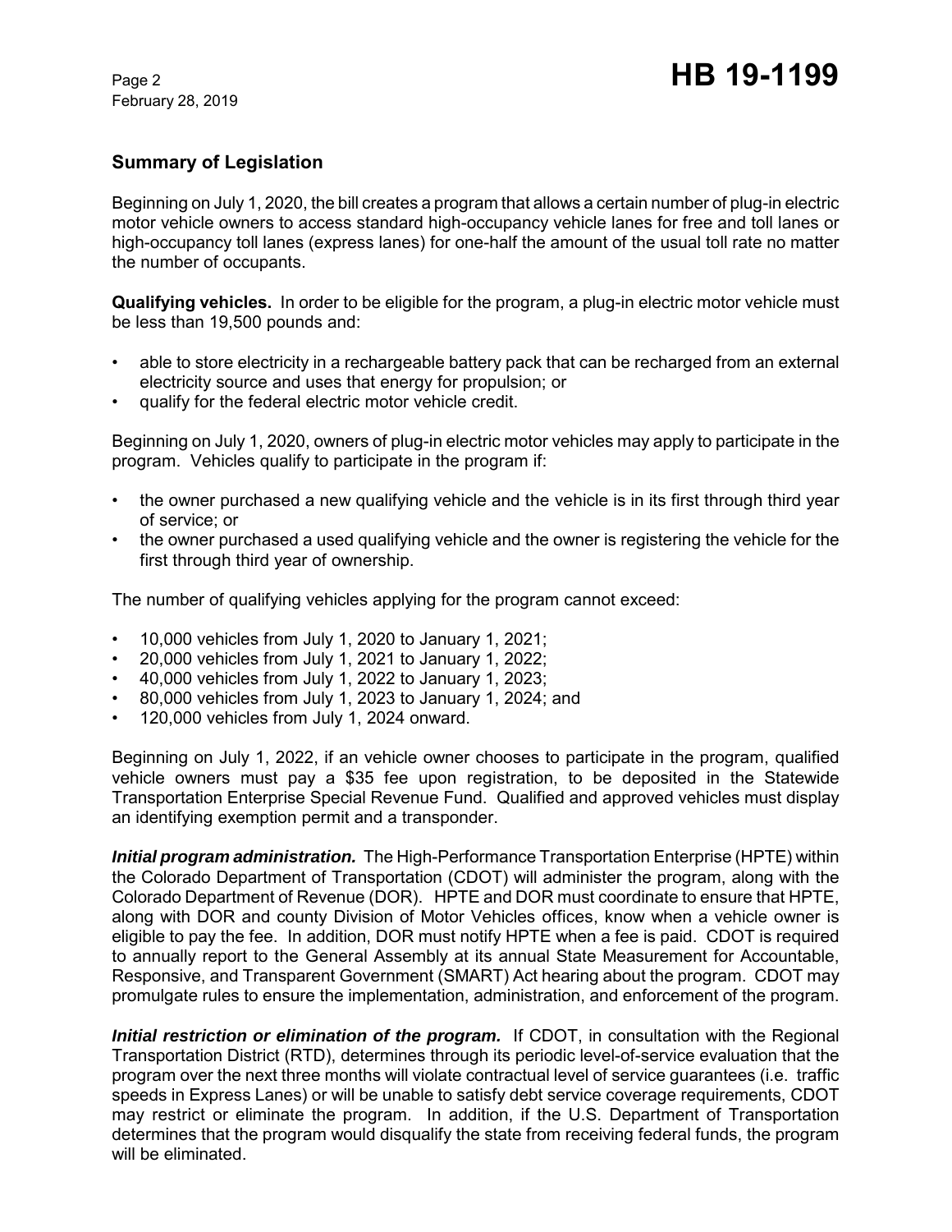## Summary of Legislation

Beginning on July 1, 2020, the bill creates a program that allows a certain number of plug-in electric motor vehicle owners to access standard high-occupancy vehicle lanes for free and toll lanes or high-occupancy toll lanes (express lanes) for one-half the amount of the usual toll rate no matter the number of occupants.

**Qualifying vehicles.** In order to be eligible for the program, a plug-in electric motor vehicle must be less than 19,500 pounds and:

- able to store electricity in a rechargeable battery pack that can be recharged from an external electricity source and uses that energy for propulsion; or
- qualify for the federal electric motor vehicle credit.

Beginning on July 1, 2020, owners of plug-in electric motor vehicles may apply to participate in the program. Vehicles qualify to participate in the program if:

- the owner purchased a new qualifying vehicle and the vehicle is in its first through third year of service; or
- the owner purchased a used qualifying vehicle and the owner is registering the vehicle for the first through third year of ownership.

The number of qualifying vehicles applying for the program cannot exceed:

- 10,000 vehicles from July 1, 2020 to January 1, 2021;
- 20,000 vehicles from July 1, 2021 to January 1, 2022;
- 40,000 vehicles from July 1, 2022 to January 1, 2023;
- 80,000 vehicles from July 1, 2023 to January 1, 2024; and
- 120,000 vehicles from July 1, 2024 onward.

Beginning on July 1, 2022, if an vehicle owner chooses to participate in the program, qualified vehicle owners must pay a $35 fee upon registration, to be deposited in the Statewide Transportation Enterprise Special Revenue Fund. Qualified and approved vehicles must display an identifying exemption permit and a transponder.

***Initial program administration.*** The High-Performance Transportation Enterprise (HPTE) within the Colorado Department of Transportation (CDOT) will administer the program, along with the Colorado Department of Revenue (DOR). HPTE and DOR must coordinate to ensure that HPTE, along with DOR and county Division of Motor Vehicles offices, know when a vehicle owner is eligible to pay the fee. In addition, DOR must notify HPTE when a fee is paid. CDOT is required to annually report to the General Assembly at its annual State Measurement for Accountable, Responsive, and Transparent Government (SMART) Act hearing about the program. CDOT may promulgate rules to ensure the implementation, administration, and enforcement of the program.

***Initial restriction or elimination of the program.*** If CDOT, in consultation with the Regional Transportation District (RTD), determines through its periodic level-of-service evaluation that the program over the next three months will violate contractual level of service guarantees (i.e. traffic speeds in Express Lanes) or will be unable to satisfy debt service coverage requirements, CDOT may restrict or eliminate the program. In addition, if the U.S. Department of Transportation determines that the program would disqualify the state from receiving federal funds, the program will be eliminated.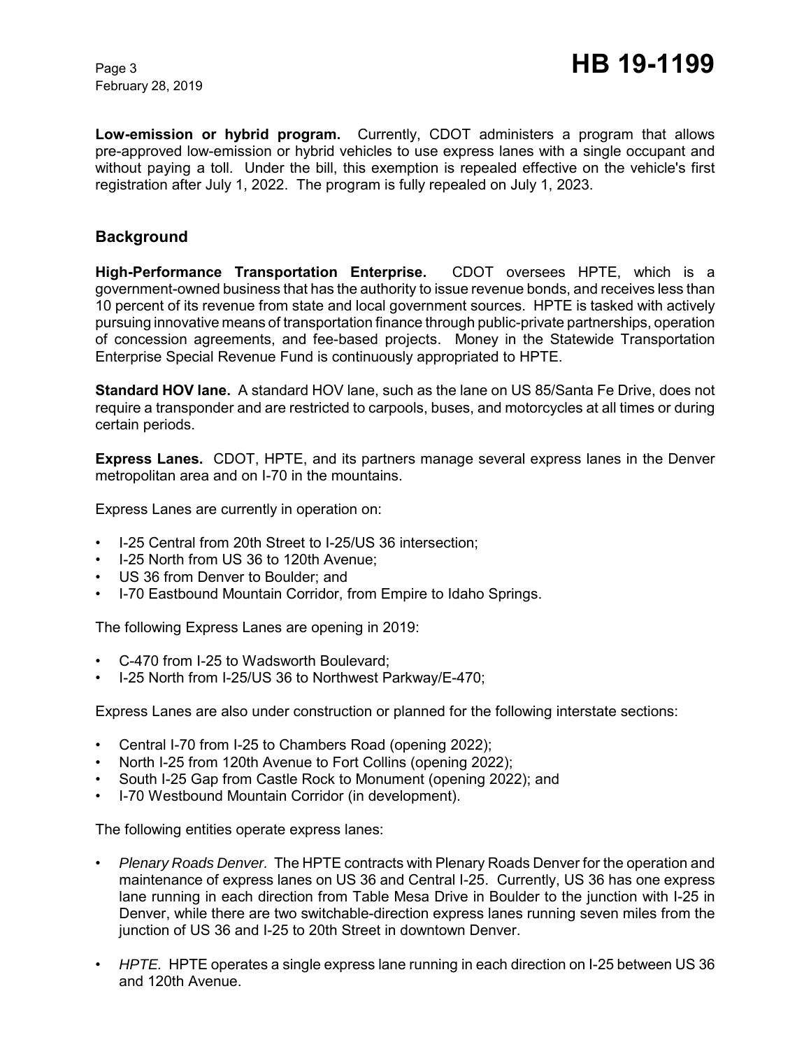**Low-emission or hybrid program.** Currently, CDOT administers a program that allows pre-approved low-emission or hybrid vehicles to use express lanes with a single occupant and without paying a toll. Under the bill, this exemption is repealed effective on the vehicle's first registration after July 1, 2022. The program is fully repealed on July 1, 2023.

## Background

**High-Performance Transportation Enterprise.** CDOT oversees HPTE, which is a government-owned business that has the authority to issue revenue bonds, and receives less than 10 percent of its revenue from state and local government sources. HPTE is tasked with actively pursuing innovative means of transportation finance through public-private partnerships, operation of concession agreements, and fee-based projects. Money in the Statewide Transportation Enterprise Special Revenue Fund is continuously appropriated to HPTE.

**Standard HOV lane.** A standard HOV lane, such as the lane on US 85/Santa Fe Drive, does not require a transponder and are restricted to carpools, buses, and motorcycles at all times or during certain periods.

**Express Lanes.** CDOT, HPTE, and its partners manage several express lanes in the Denver metropolitan area and on I-70 in the mountains.

Express Lanes are currently in operation on:

- I-25 Central from 20th Street to I-25/US 36 intersection;
- I-25 North from US 36 to 120th Avenue;
- US 36 from Denver to Boulder; and
- I-70 Eastbound Mountain Corridor, from Empire to Idaho Springs.

The following Express Lanes are opening in 2019:

- C-470 from I-25 to Wadsworth Boulevard;
- I-25 North from I-25/US 36 to Northwest Parkway/E-470;

Express Lanes are also under construction or planned for the following interstate sections:

- Central I-70 from I-25 to Chambers Road (opening 2022);
- North I-25 from 120th Avenue to Fort Collins (opening 2022);
- South I-25 Gap from Castle Rock to Monument (opening 2022); and
- I-70 Westbound Mountain Corridor (in development).

The following entities operate express lanes:

- *Plenary Roads Denver.* The HPTE contracts with Plenary Roads Denver for the operation and maintenance of express lanes on US 36 and Central I-25. Currently, US 36 has one express lane running in each direction from Table Mesa Drive in Boulder to the junction with I-25 in Denver, while there are two switchable-direction express lanes running seven miles from the junction of US 36 and I-25 to 20th Street in downtown Denver.

- *HPTE.* HPTE operates a single express lane running in each direction on I-25 between US 36 and 120th Avenue.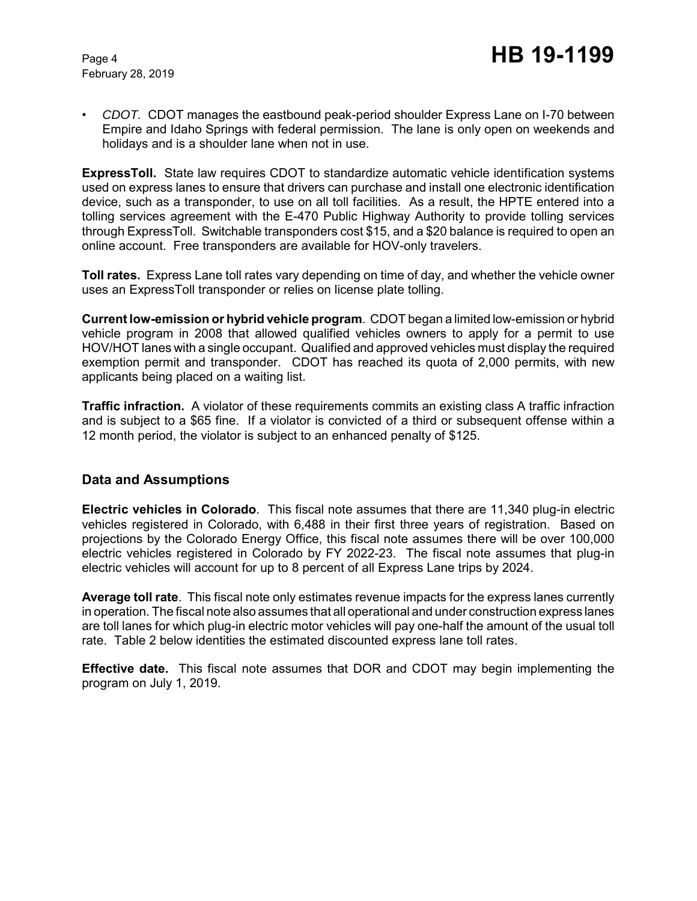- *CDOT.* CDOT manages the eastbound peak-period shoulder Express Lane on I-70 between Empire and Idaho Springs with federal permission. The lane is only open on weekends and holidays and is a shoulder lane when not in use.

**ExpressToll.** State law requires CDOT to standardize automatic vehicle identification systems used on express lanes to ensure that drivers can purchase and install one electronic identification device, such as a transponder, to use on all toll facilities. As a result, the HPTE entered into a tolling services agreement with the E-470 Public Highway Authority to provide tolling services through ExpressToll. Switchable transponders cost $15, and a $20 balance is required to open an online account. Free transponders are available for HOV-only travelers.

**Toll rates.** Express Lane toll rates vary depending on time of day, and whether the vehicle owner uses an ExpressToll transponder or relies on license plate tolling.

**Current low-emission or hybrid vehicle program**. CDOT began a limited low-emission or hybrid vehicle program in 2008 that allowed qualified vehicles owners to apply for a permit to use HOV/HOT lanes with a single occupant. Qualified and approved vehicles must display the required exemption permit and transponder. CDOT has reached its quota of 2,000 permits, with new applicants being placed on a waiting list.

**Traffic infraction.** A violator of these requirements commits an existing class A traffic infraction and is subject to a $65 fine. If a violator is convicted of a third or subsequent offense within a 12 month period, the violator is subject to an enhanced penalty of $125.

## Data and Assumptions

**Electric vehicles in Colorado**. This fiscal note assumes that there are 11,340 plug-in electric vehicles registered in Colorado, with 6,488 in their first three years of registration. Based on projections by the Colorado Energy Office, this fiscal note assumes there will be over 100,000 electric vehicles registered in Colorado by FY 2022-23. The fiscal note assumes that plug-in electric vehicles will account for up to 8 percent of all Express Lane trips by 2024.

**Average toll rate**. This fiscal note only estimates revenue impacts for the express lanes currently in operation. The fiscal note also assumes that all operational and under construction express lanes are toll lanes for which plug-in electric motor vehicles will pay one-half the amount of the usual toll rate. Table 2 below identities the estimated discounted express lane toll rates.

**Effective date.** This fiscal note assumes that DOR and CDOT may begin implementing the program on July 1, 2019.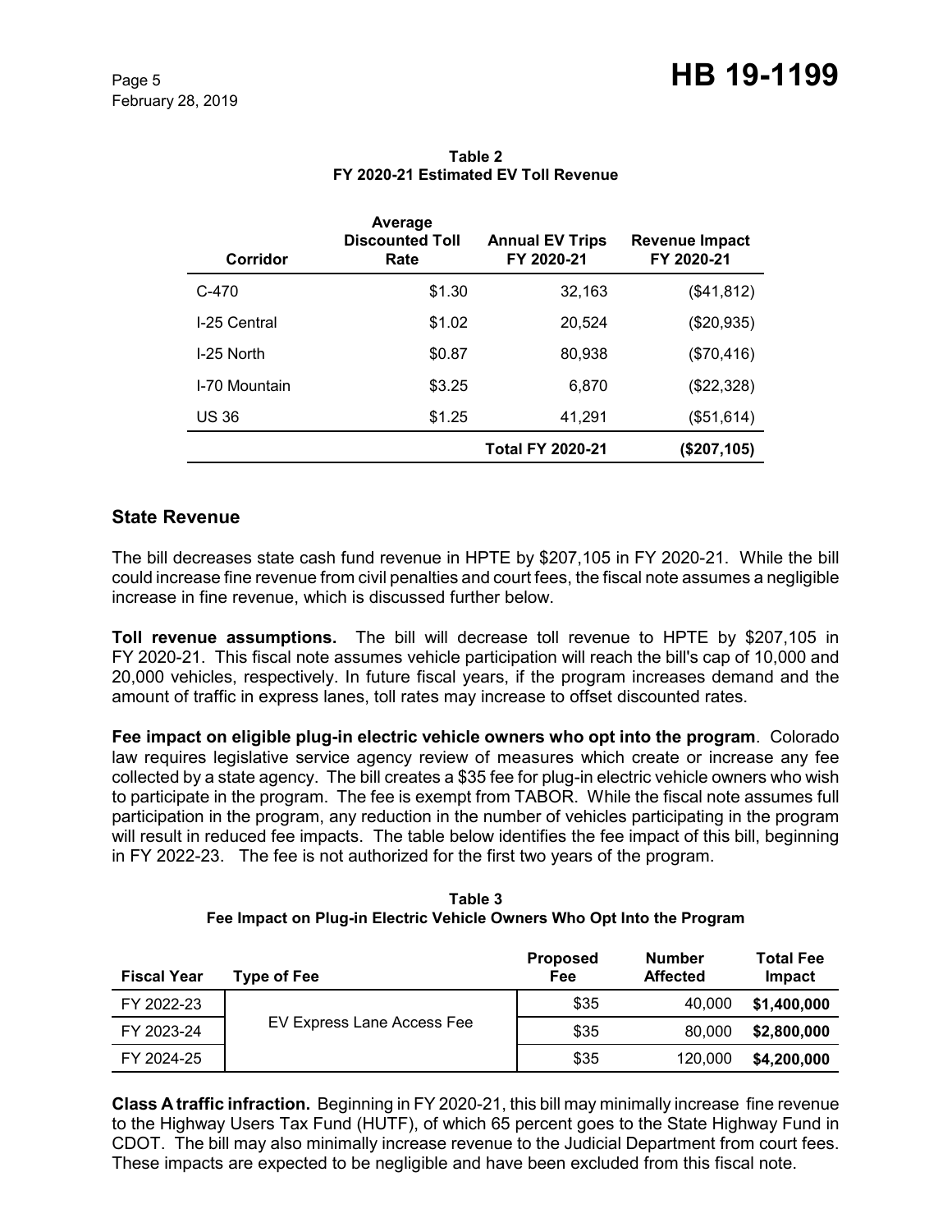**Table 2**
**FY 2020-21 Estimated EV Toll Revenue**

| Corridor | Average Discounted Toll Rate | Annual EV Trips FY 2020-21 | Revenue Impact FY 2020-21 |
|---|---|---|---|
| C-470 | $1.30 | 32,163 | ($41,812) |
| I-25 Central | $1.02 | 20,524 | ($20,935) |
| I-25 North | $0.87 | 80,938 | ($70,416) |
| I-70 Mountain | $3.25 | 6,870 | ($22,328) |
| US 36 | $1.25 | 41,291 | ($51,614) |
| | | **Total FY 2020-21** | **($207,105)** |

## State Revenue

The bill decreases state cash fund revenue in HPTE by $207,105 in FY 2020-21. While the bill could increase fine revenue from civil penalties and court fees, the fiscal note assumes a negligible increase in fine revenue, which is discussed further below.

**Toll revenue assumptions.** The bill will decrease toll revenue to HPTE by $207,105 in FY 2020-21. This fiscal note assumes vehicle participation will reach the bill's cap of 10,000 and 20,000 vehicles, respectively. In future fiscal years, if the program increases demand and the amount of traffic in express lanes, toll rates may increase to offset discounted rates.

**Fee impact on eligible plug-in electric vehicle owners who opt into the program**. Colorado law requires legislative service agency review of measures which create or increase any fee collected by a state agency. The bill creates a $35 fee for plug-in electric vehicle owners who wish to participate in the program. The fee is exempt from TABOR. While the fiscal note assumes full participation in the program, any reduction in the number of vehicles participating in the program will result in reduced fee impacts. The table below identifies the fee impact of this bill, beginning in FY 2022-23. The fee is not authorized for the first two years of the program.

**Table 3**
**Fee Impact on Plug-in Electric Vehicle Owners Who Opt Into the Program**

| Fiscal Year | Type of Fee | Proposed Fee | Number Affected | Total Fee Impact |
|---|---|---|---|---|
| FY 2022-23 | EV Express Lane Access Fee | $35 | 40,000 | **$1,400,000** |
| FY 2023-24 | | $35 | 80,000 | **$2,800,000** |
| FY 2024-25 | | $35 | 120,000 | **$4,200,000** |

**Class A traffic infraction.** Beginning in FY 2020-21, this bill may minimally increase fine revenue to the Highway Users Tax Fund (HUTF), of which 65 percent goes to the State Highway Fund in CDOT. The bill may also minimally increase revenue to the Judicial Department from court fees. These impacts are expected to be negligible and have been excluded from this fiscal note.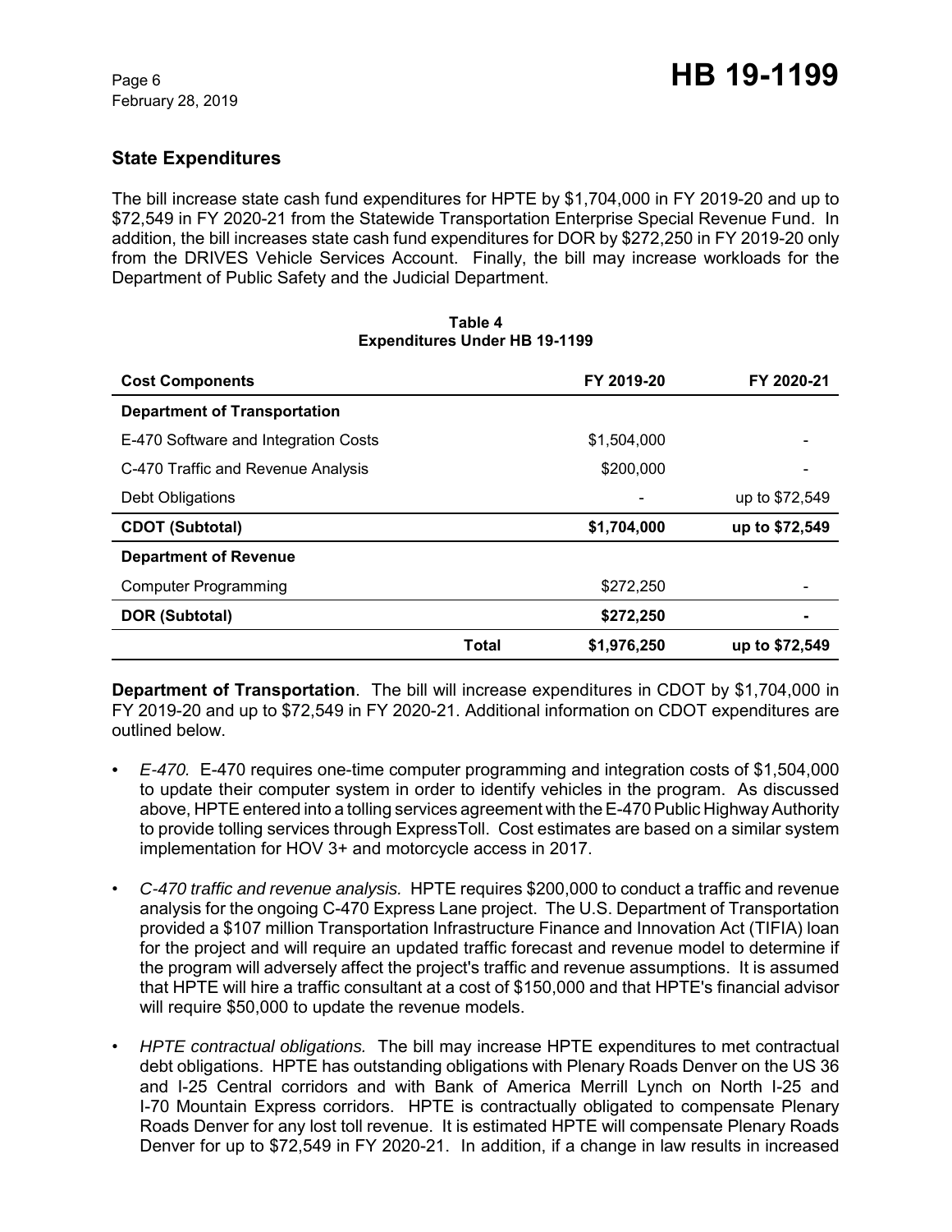## State Expenditures

The bill increase state cash fund expenditures for HPTE by $1,704,000 in FY 2019-20 and up to $72,549 in FY 2020-21 from the Statewide Transportation Enterprise Special Revenue Fund. In addition, the bill increases state cash fund expenditures for DOR by $272,250 in FY 2019-20 only from the DRIVES Vehicle Services Account. Finally, the bill may increase workloads for the Department of Public Safety and the Judicial Department.

**Table 4**
**Expenditures Under HB 19-1199**

| Cost Components | | FY 2019-20 | FY 2020-21 |
|---|---|---|---|
| **Department of Transportation** | | | |
| E-470 Software and Integration Costs | | $1,504,000 | - |
| C-470 Traffic and Revenue Analysis | | $200,000 | - |
| Debt Obligations | | - | up to $72,549 |
| **CDOT (Subtotal)** | | **$1,704,000** | **up to $72,549** |
| **Department of Revenue** | | | |
| Computer Programming | | $272,250 | - |
| **DOR (Subtotal)** | | **$272,250** | **-** |
| | **Total** | **$1,976,250** | **up to $72,549** |

**Department of Transportation**. The bill will increase expenditures in CDOT by $1,704,000 in FY 2019-20 and up to $72,549 in FY 2020-21. Additional information on CDOT expenditures are outlined below.

- *E-470.* E-470 requires one-time computer programming and integration costs of $1,504,000 to update their computer system in order to identify vehicles in the program. As discussed above, HPTE entered into a tolling services agreement with the E-470 Public Highway Authority to provide tolling services through ExpressToll. Cost estimates are based on a similar system implementation for HOV 3+ and motorcycle access in 2017.

- *C-470 traffic and revenue analysis.* HPTE requires $200,000 to conduct a traffic and revenue analysis for the ongoing C-470 Express Lane project. The U.S. Department of Transportation provided a $107 million Transportation Infrastructure Finance and Innovation Act (TIFIA) loan for the project and will require an updated traffic forecast and revenue model to determine if the program will adversely affect the project's traffic and revenue assumptions. It is assumed that HPTE will hire a traffic consultant at a cost of $150,000 and that HPTE's financial advisor will require $50,000 to update the revenue models.

- *HPTE contractual obligations.* The bill may increase HPTE expenditures to met contractual debt obligations. HPTE has outstanding obligations with Plenary Roads Denver on the US 36 and I-25 Central corridors and with Bank of America Merrill Lynch on North I-25 and I-70 Mountain Express corridors. HPTE is contractually obligated to compensate Plenary Roads Denver for any lost toll revenue. It is estimated HPTE will compensate Plenary Roads Denver for up to $72,549 in FY 2020-21. In addition, if a change in law results in increased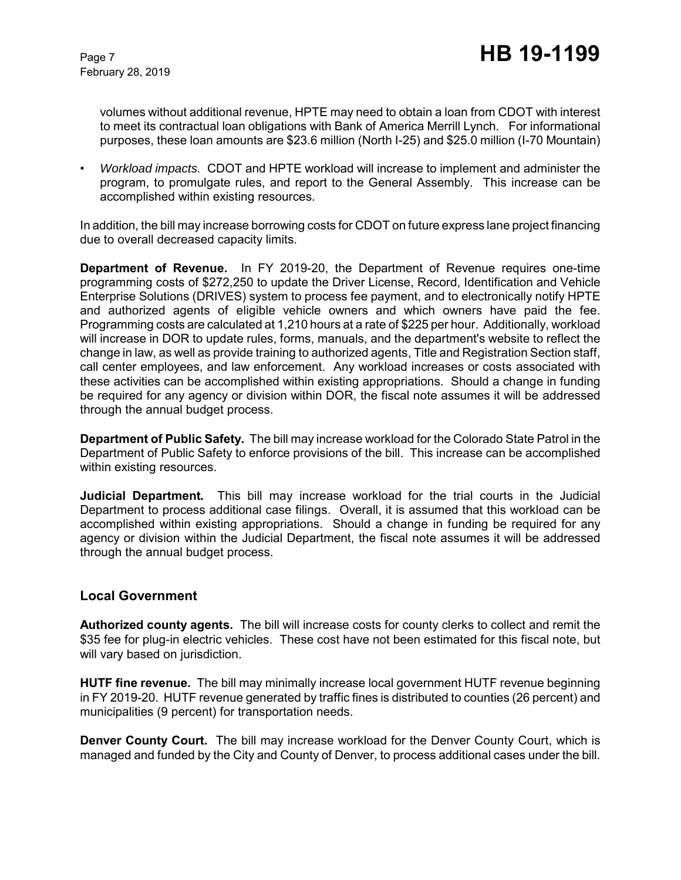volumes without additional revenue, HPTE may need to obtain a loan from CDOT with interest to meet its contractual loan obligations with Bank of America Merrill Lynch. For informational purposes, these loan amounts are $23.6 million (North I-25) and $25.0 million (I-70 Mountain)

- *Workload impacts.* CDOT and HPTE workload will increase to implement and administer the program, to promulgate rules, and report to the General Assembly. This increase can be accomplished within existing resources.

In addition, the bill may increase borrowing costs for CDOT on future express lane project financing due to overall decreased capacity limits.

**Department of Revenue.** In FY 2019-20, the Department of Revenue requires one-time programming costs of $272,250 to update the Driver License, Record, Identification and Vehicle Enterprise Solutions (DRIVES) system to process fee payment, and to electronically notify HPTE and authorized agents of eligible vehicle owners and which owners have paid the fee. Programming costs are calculated at 1,210 hours at a rate of $225 per hour. Additionally, workload will increase in DOR to update rules, forms, manuals, and the department's website to reflect the change in law, as well as provide training to authorized agents, Title and Registration Section staff, call center employees, and law enforcement. Any workload increases or costs associated with these activities can be accomplished within existing appropriations. Should a change in funding be required for any agency or division within DOR, the fiscal note assumes it will be addressed through the annual budget process.

**Department of Public Safety.** The bill may increase workload for the Colorado State Patrol in the Department of Public Safety to enforce provisions of the bill. This increase can be accomplished within existing resources.

**Judicial Department.** This bill may increase workload for the trial courts in the Judicial Department to process additional case filings. Overall, it is assumed that this workload can be accomplished within existing appropriations. Should a change in funding be required for any agency or division within the Judicial Department, the fiscal note assumes it will be addressed through the annual budget process.

## Local Government

**Authorized county agents.** The bill will increase costs for county clerks to collect and remit the $35 fee for plug-in electric vehicles. These cost have not been estimated for this fiscal note, but will vary based on jurisdiction.

**HUTF fine revenue.** The bill may minimally increase local government HUTF revenue beginning in FY 2019-20. HUTF revenue generated by traffic fines is distributed to counties (26 percent) and municipalities (9 percent) for transportation needs.

**Denver County Court.** The bill may increase workload for the Denver County Court, which is managed and funded by the City and County of Denver, to process additional cases under the bill.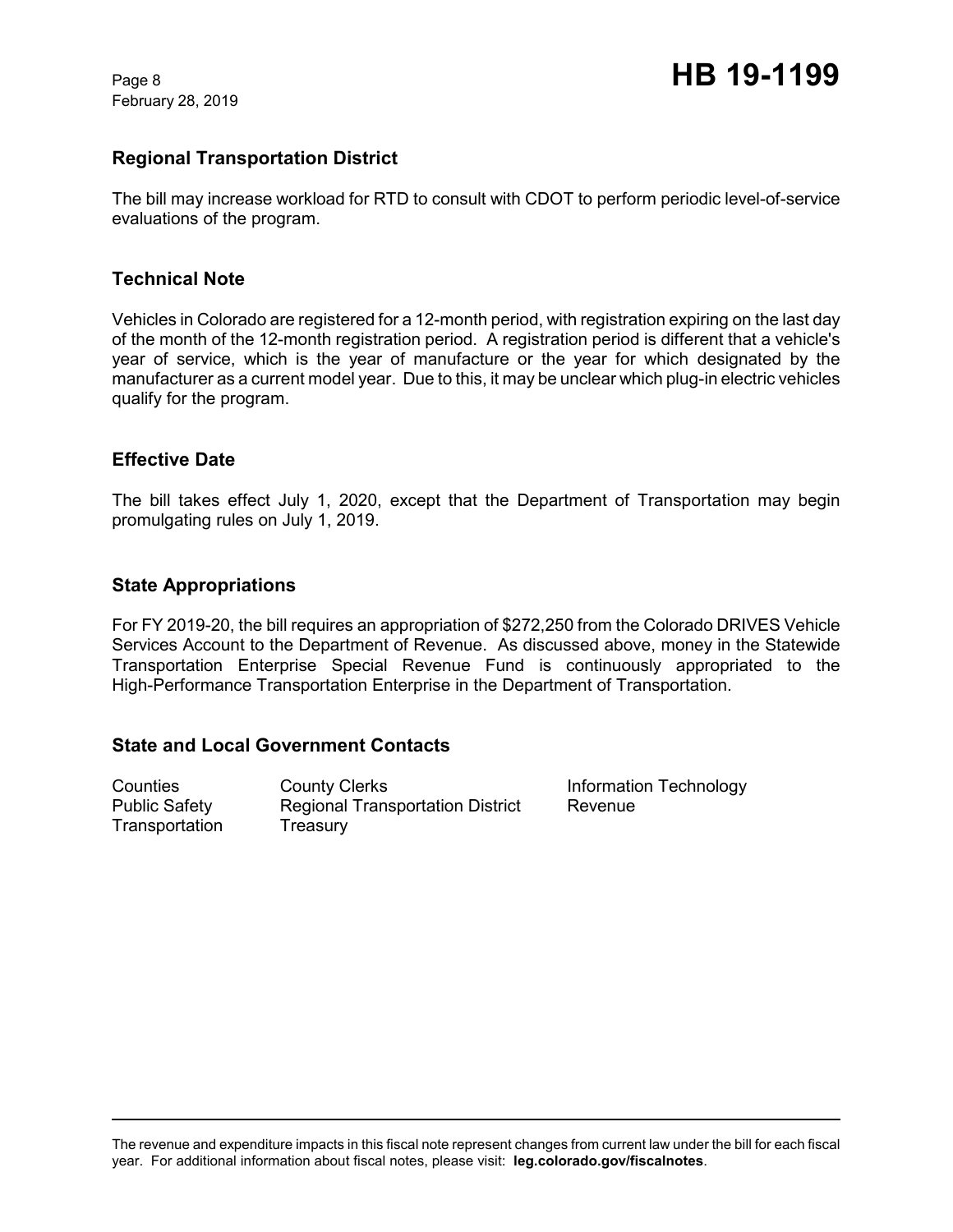## Regional Transportation District

The bill may increase workload for RTD to consult with CDOT to perform periodic level-of-service evaluations of the program.

## Technical Note

Vehicles in Colorado are registered for a 12-month period, with registration expiring on the last day of the month of the 12-month registration period. A registration period is different that a vehicle's year of service, which is the year of manufacture or the year for which designated by the manufacturer as a current model year. Due to this, it may be unclear which plug-in electric vehicles qualify for the program.

## Effective Date

The bill takes effect July 1, 2020, except that the Department of Transportation may begin promulgating rules on July 1, 2019.

## State Appropriations

For FY 2019-20, the bill requires an appropriation of $272,250 from the Colorado DRIVES Vehicle Services Account to the Department of Revenue. As discussed above, money in the Statewide Transportation Enterprise Special Revenue Fund is continuously appropriated to the High-Performance Transportation Enterprise in the Department of Transportation.

## State and Local Government Contacts

| | | |
|---|---|---|
| Counties | County Clerks | Information Technology |
| Public Safety | Regional Transportation District | Revenue |
| Transportation | Treasury | |

The revenue and expenditure impacts in this fiscal note represent changes from current law under the bill for each fiscal year. For additional information about fiscal notes, please visit: **leg.colorado.gov/fiscalnotes**.